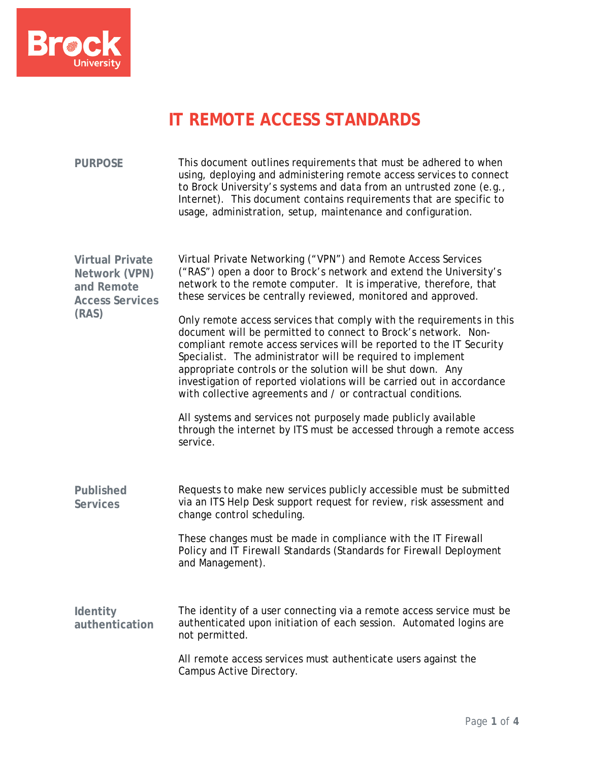# IT REMOTE ACCESS STANDARDS

## PURPOSE

This document outlines requirements that must be adhered to when using, deploying and administering remote access services to connect to Brock University's systems and data from an untrusted zone (e.g., Internet). This document contains requirements that are specific to usage, administration, setup, maintenance and configuration.

## Virtual Private Network (VPN) and Remote Access Services (RAS)

Virtual Private Networking ("VPN") and Remote Access Services ("RAS") open a door to Brock's network and extend the University's network to the remote computer. It is imperative, therefore, that these services be centrally reviewed, monitored and approved.

Only remote access services that comply with the requirements in this document will be permitted to connect to Brock's network. Non-compliant remote access services will be reported to the IT Security Specialist. The administrator will be required to implement appropriate controls or the solution will be shut down. Any investigation of reported violations will be carried out in accordance with collective agreements and / or contractual conditions.

All systems and services not purposely made publicly available through the internet by ITS must be accessed through a remote access service.

## Published Services

Requests to make new services publicly accessible must be submitted via an ITS Help Desk support request for review, risk assessment and change control scheduling.

These changes must be made in compliance with the IT Firewall Policy and IT Firewall Standards (Standards for Firewall Deployment and Management).

## Identity authentication

The identity of a user connecting via a remote access service must be authenticated upon initiation of each session. Automated logins are not permitted.

All remote access services must authenticate users against the Campus Active Directory.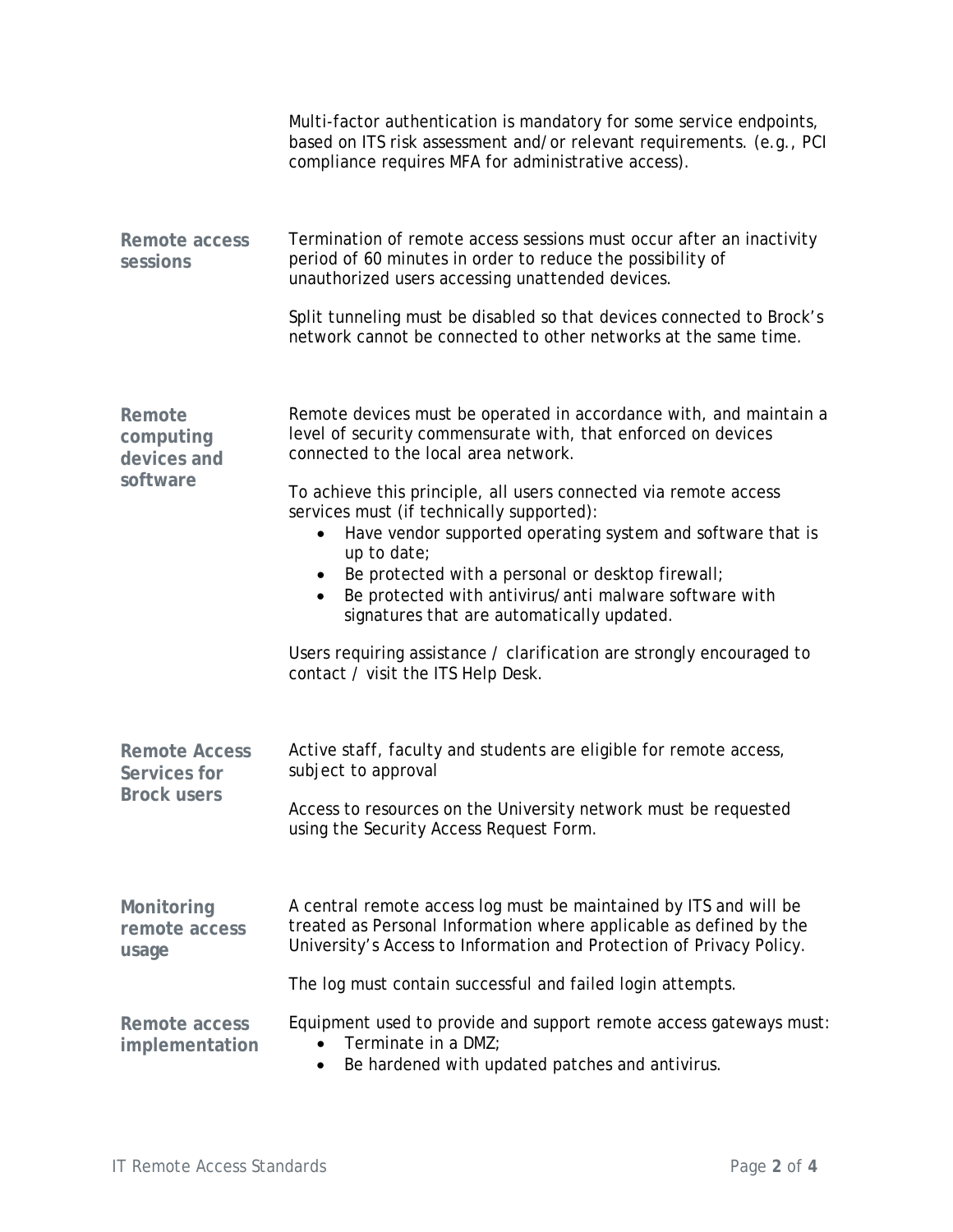Multi-factor authentication is mandatory for some service endpoints, based on ITS risk assessment and/or relevant requirements. (e.g., PCI compliance requires MFA for administrative access).

**Remote access sessions**

Termination of remote access sessions must occur after an inactivity period of 60 minutes in order to reduce the possibility of unauthorized users accessing unattended devices.

Split tunneling must be disabled so that devices connected to Brock's network cannot be connected to other networks at the same time.

**Remote computing devices and software**

Remote devices must be operated in accordance with, and maintain a level of security commensurate with, that enforced on devices connected to the local area network.

To achieve this principle, all users connected via remote access services must (if technically supported):

- Have vendor supported operating system and software that is up to date;
- Be protected with a personal or desktop firewall;
- Be protected with antivirus/anti malware software with signatures that are automatically updated.

Users requiring assistance / clarification are strongly encouraged to contact / visit the ITS Help Desk.

**Remote Access Services for Brock users**

Active staff, faculty and students are eligible for remote access, subject to approval

Access to resources on the University network must be requested using the Security Access Request Form.

**Monitoring remote access usage**

A central remote access log must be maintained by ITS and will be treated as Personal Information where applicable as defined by the University's Access to Information and Protection of Privacy Policy.

The log must contain successful and failed login attempts.

**Remote access implementation**

Equipment used to provide and support remote access gateways must:

- Terminate in a DMZ;
- Be hardened with updated patches and antivirus.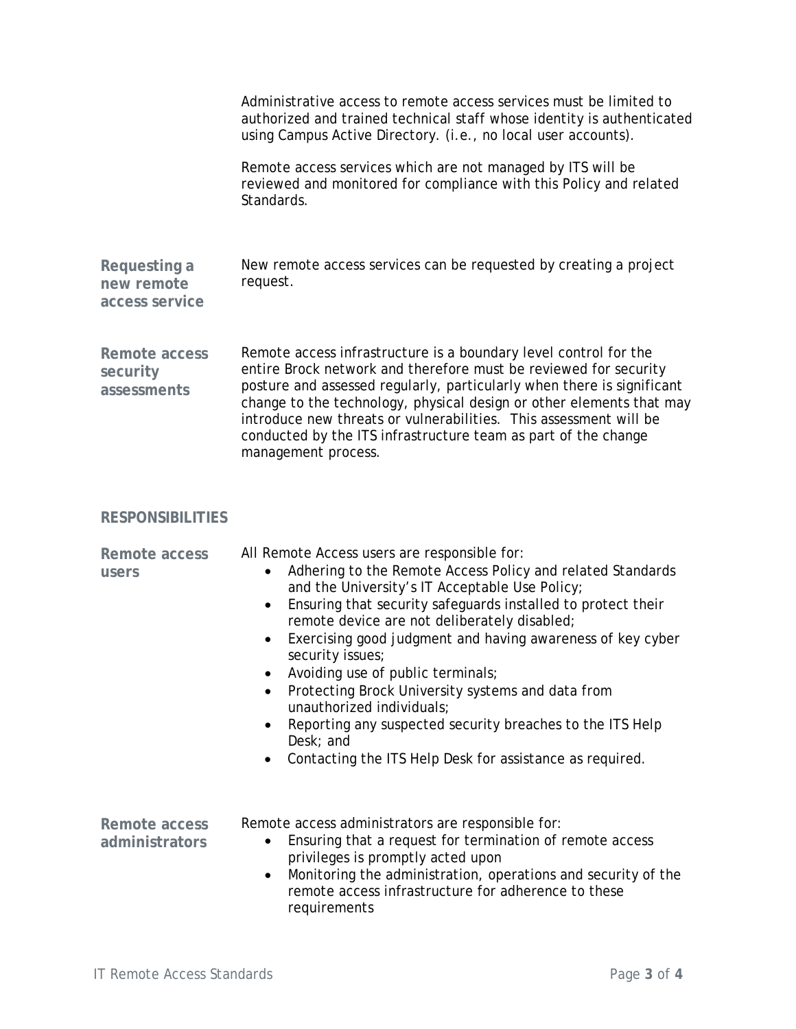Administrative access to remote access services must be limited to authorized and trained technical staff whose identity is authenticated using Campus Active Directory. (i.e., no local user accounts).

Remote access services which are not managed by ITS will be reviewed and monitored for compliance with this Policy and related Standards.

**Requesting a new remote access service**

New remote access services can be requested by creating a project request.

**Remote access security assessments**

Remote access infrastructure is a boundary level control for the entire Brock network and therefore must be reviewed for security posture and assessed regularly, particularly when there is significant change to the technology, physical design or other elements that may introduce new threats or vulnerabilities. This assessment will be conducted by the ITS infrastructure team as part of the change management process.

## RESPONSIBILITIES

**Remote access users**

All Remote Access users are responsible for:

- Adhering to the Remote Access Policy and related Standards and the University's IT Acceptable Use Policy;
- Ensuring that security safeguards installed to protect their remote device are not deliberately disabled;
- Exercising good judgment and having awareness of key cyber security issues;
- Avoiding use of public terminals;
- Protecting Brock University systems and data from unauthorized individuals;
- Reporting any suspected security breaches to the ITS Help Desk; and
- Contacting the ITS Help Desk for assistance as required.

**Remote access administrators**

Remote access administrators are responsible for:

- Ensuring that a request for termination of remote access privileges is promptly acted upon
- Monitoring the administration, operations and security of the remote access infrastructure for adherence to these requirements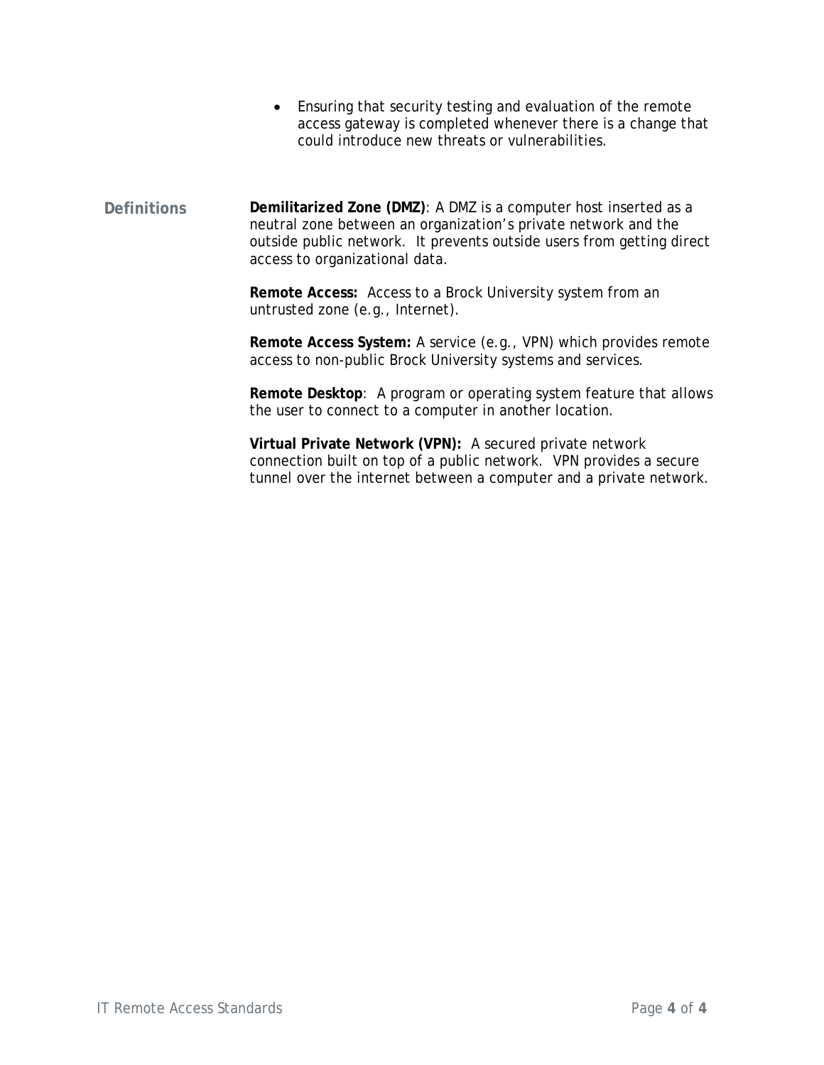- Ensuring that security testing and evaluation of the remote access gateway is completed whenever there is a change that could introduce new threats or vulnerabilities.

## Definitions

**Demilitarized Zone (DMZ)**: A DMZ is a computer host inserted as a neutral zone between an organization's private network and the outside public network. It prevents outside users from getting direct access to organizational data.

**Remote Access:** Access to a Brock University system from an untrusted zone (e.g., Internet).

**Remote Access System:** A service (e.g., VPN) which provides remote access to non-public Brock University systems and services.

**Remote Desktop**: A program or operating system feature that allows the user to connect to a computer in another location.

**Virtual Private Network (VPN):** A secured private network connection built on top of a public network. VPN provides a secure tunnel over the internet between a computer and a private network.